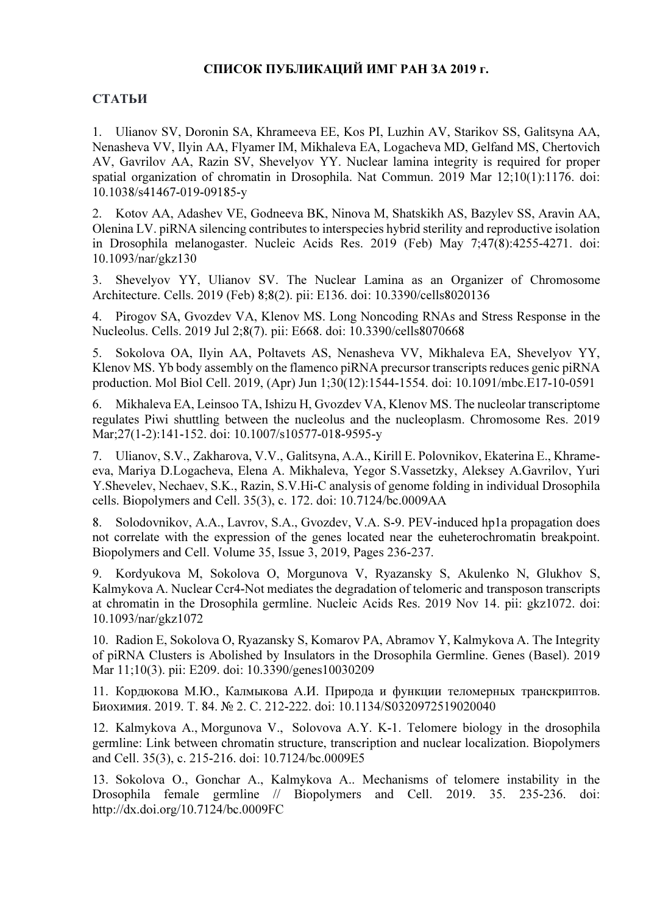**СПИСОК ПУБЛИКАЦИЙ ИМГ РАН ЗА 2019 г.**

**СТАТЬИ**

1. Ulianov SV, Doronin SA, Khrameeva EE, Kos PI, Luzhin AV, Starikov SS, Galitsyna AA, Nenasheva VV, Ilyin AA, Flyamer IM, Mikhaleva EA, Logacheva MD, Gelfand MS, Chertovich AV, Gavrilov AA, Razin SV, Shevelyov YY. Nuclear lamina integrity is required for proper spatial organization of chromatin in Drosophila. Nat Commun. 2019 Mar 12;10(1):1176. doi: 10.1038/s41467-019-09185-y

2. Kotov AA, Adashev VE, Godneeva BK, Ninova M, Shatskikh AS, Bazylev SS, Aravin AA, Olenina LV. piRNA silencing contributes to interspecies hybrid sterility and reproductive isolation in Drosophila melanogaster. Nucleic Acids Res. 2019 (Feb) May 7;47(8):4255-4271. doi: 10.1093/nar/gkz130

3. Shevelyov YY, Ulianov SV. The Nuclear Lamina as an Organizer of Chromosome Architecture. Cells. 2019 (Feb) 8;8(2). pii: E136. doi: 10.3390/cells8020136

4. Pirogov SA, Gvozdev VA, Klenov MS. Long Noncoding RNAs and Stress Response in the Nucleolus. Cells. 2019 Jul 2;8(7). pii: E668. doi: 10.3390/cells8070668

5. Sokolova OA, Ilyin AA, Poltavets AS, Nenasheva VV, Mikhaleva EA, Shevelyov YY, Klenov MS. Yb body assembly on the flamenco piRNA precursor transcripts reduces genic piRNA production. Mol Biol Cell. 2019, (Apr) Jun 1;30(12):1544-1554. doi: 10.1091/mbc.E17-10-0591

6. Mikhaleva EA, Leinsoo TA, Ishizu H, Gvozdev VA, Klenov MS. The nucleolar transcriptome regulates Piwi shuttling between the nucleolus and the nucleoplasm. Chromosome Res. 2019 Mar;27(1-2):141-152. doi: 10.1007/s10577-018-9595-y

7. Ulianov, S.V., Zakharova, V.V., Galitsyna, A.A., Kirill E. Polovnikov, Ekaterina E., Khrameeva, Mariya D.Logacheva, Elena A. Mikhaleva, Yegor S.Vassetzky, Aleksey A.Gavrilov, Yuri Y.Shevelev, Nechaev, S.K., Razin, S.V.Hi-C analysis of genome folding in individual Drosophila cells. Biopolymers and Cell. 35(3), c. 172. doi: 10.7124/bc.0009AA

8. Solodovnikov, A.A., Lavrov, S.A., Gvozdev, V.A. S-9. PEV-induced hp1a propagation does not correlate with the expression of the genes located near the euheterochromatin breakpoint. Biopolymers and Cell. Volume 35, Issue 3, 2019, Pages 236-237.

9. Kordyukova M, Sokolova O, Morgunova V, Ryazansky S, Akulenko N, Glukhov S, Kalmykova A. Nuclear Ccr4-Not mediates the degradation of telomeric and transposon transcripts at chromatin in the Drosophila germline. Nucleic Acids Res. 2019 Nov 14. pii: gkz1072. doi: 10.1093/nar/gkz1072

10. Radion E, Sokolova O, Ryazansky S, Komarov PA, Abramov Y, Kalmykova A. The Integrity of piRNA Clusters is Abolished by Insulators in the Drosophila Germline. Genes (Basel). 2019 Mar 11;10(3). pii: E209. doi: 10.3390/genes10030209

11. Кордюкова М.Ю., Калмыкова А.И. Природа и функции теломерных транскриптов. Биохимия. 2019. Т. 84. № 2. С. 212-222. doi: 10.1134/S0320972519020040

12. Kalmykova A., Morgunova V., Solovova A.Y. K-1. Telomere biology in the drosophila germline: Link between chromatin structure, transcription and nuclear localization. Biopolymers and Cell. 35(3), c. 215-216. doi: 10.7124/bc.0009E5

13. Sokolova O., Gonchar A., Kalmykova A.. Mechanisms of telomere instability in the Drosophila female germline // Biopolymers and Cell. 2019. 35. 235-236. doi: http://dx.doi.org/10.7124/bc.0009FC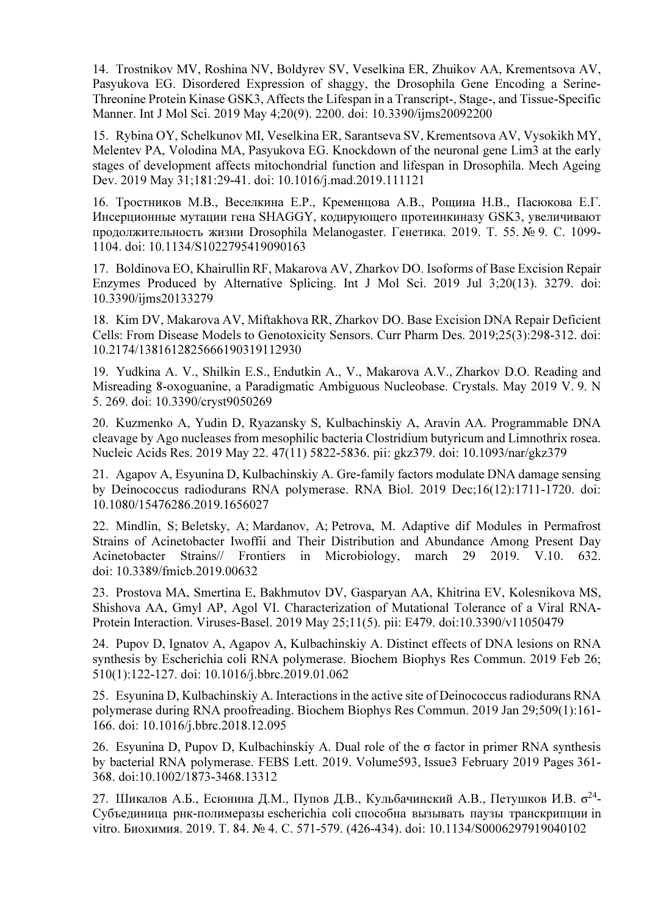14. Trostnikov MV, Roshina NV, Boldyrev SV, Veselkina ER, Zhuikov AA, Krementsova AV, Pasyukova EG. Disordered Expression of shaggy, the Drosophila Gene Encoding a Serine-Threonine Protein Kinase GSK3, Affects the Lifespan in a Transcript-, Stage-, and Tissue-Specific Manner. Int J Mol Sci. 2019 May 4;20(9). 2200. doi: 10.3390/ijms20092200

15. Rybina OY, Schelkunov MI, Veselkina ER, Sarantseva SV, Krementsova AV, Vysokikh MY, Melentev PA, Volodina MA, Pasyukova EG. Knockdown of the neuronal gene Lim3 at the early stages of development affects mitochondrial function and lifespan in Drosophila. Mech Ageing Dev. 2019 May 31;181:29-41. doi: 10.1016/j.mad.2019.111121

16. Тростников М.В., Веселкина Е.Р., Кременцова А.В., Рощина Н.В., Пасюкова Е.Г. Инсерционные мутации гена SHAGGY, кодирующего протеинкиназу GSK3, увеличивают продолжительность жизни Drosophila Melanogaster. Генетика. 2019. Т. 55. № 9. С. 1099-1104. doi: 10.1134/S1022795419090163

17. Boldinova EO, Khairullin RF, Makarova AV, Zharkov DO. Isoforms of Base Excision Repair Enzymes Produced by Alternative Splicing. Int J Mol Sci. 2019 Jul 3;20(13). 3279. doi: 10.3390/ijms20133279

18. Kim DV, Makarova AV, Miftakhova RR, Zharkov DO. Base Excision DNA Repair Deficient Cells: From Disease Models to Genotoxicity Sensors. Curr Pharm Des. 2019;25(3):298-312. doi: 10.2174/1381612825666190319112930

19. Yudkina A. V., Shilkin E.S., Endutkin A., V., Makarova A.V., Zharkov D.O. Reading and Misreading 8-oxoguanine, a Paradigmatic Ambiguous Nucleobase. Crystals. May 2019 V. 9. N 5. 269. doi: 10.3390/cryst9050269

20. Kuzmenko A, Yudin D, Ryazansky S, Kulbachinskiy A, Aravin AA. Programmable DNA cleavage by Ago nucleases from mesophilic bacteria Clostridium butyricum and Limnothrix rosea. Nucleic Acids Res. 2019 May 22. 47(11) 5822-5836. pii: gkz379. doi: 10.1093/nar/gkz379

21. Agapov A, Esyunina D, Kulbachinskiy A. Gre-family factors modulate DNA damage sensing by Deinococcus radiodurans RNA polymerase. RNA Biol. 2019 Dec;16(12):1711-1720. doi: 10.1080/15476286.2019.1656027

22. Mindlin, S; Beletsky, A; Mardanov, A; Petrova, M. Adaptive dif Modules in Permafrost Strains of Acinetobacter Iwoffii and Their Distribution and Abundance Among Present Day Acinetobacter Strains// Frontiers in Microbiology, march 29 2019. V.10. 632. doi: 10.3389/fmicb.2019.00632

23. Prostova MA, Smertina E, Bakhmutov DV, Gasparyan AA, Khitrina EV, Kolesnikova MS, Shishova AA, Gmyl AP, Agol VI. Characterization of Mutational Tolerance of a Viral RNA-Protein Interaction. Viruses-Basel. 2019 May 25;11(5). pii: E479. doi:10.3390/v11050479

24. Pupov D, Ignatov A, Agapov A, Kulbachinskiy A. Distinct effects of DNA lesions on RNA synthesis by Escherichia coli RNA polymerase. Biochem Biophys Res Commun. 2019 Feb 26; 510(1):122-127. doi: 10.1016/j.bbrc.2019.01.062

25. Esyunina D, Kulbachinskiy A. Interactions in the active site of Deinococcus radiodurans RNA polymerase during RNA proofreading. Biochem Biophys Res Commun. 2019 Jan 29;509(1):161-166. doi: 10.1016/j.bbrc.2018.12.095

26. Esyunina D, Pupov D, Kulbachinskiy A. Dual role of the σ factor in primer RNA synthesis by bacterial RNA polymerase. FEBS Lett. 2019. Volume593, Issue3 February 2019 Pages 361-368. doi:10.1002/1873-3468.13312

27. Шикалов А.Б., Есюнина Д.М., Пупов Д.В., Кульбачинский А.В., Петушков И.В. $\sigma^{24}$-Субъединица рнк-полимеразы escherichia coli способна вызывать паузы транскрипции in vitro. Биохимия. 2019. Т. 84. № 4. С. 571-579. (426-434). doi: 10.1134/S0006297919040102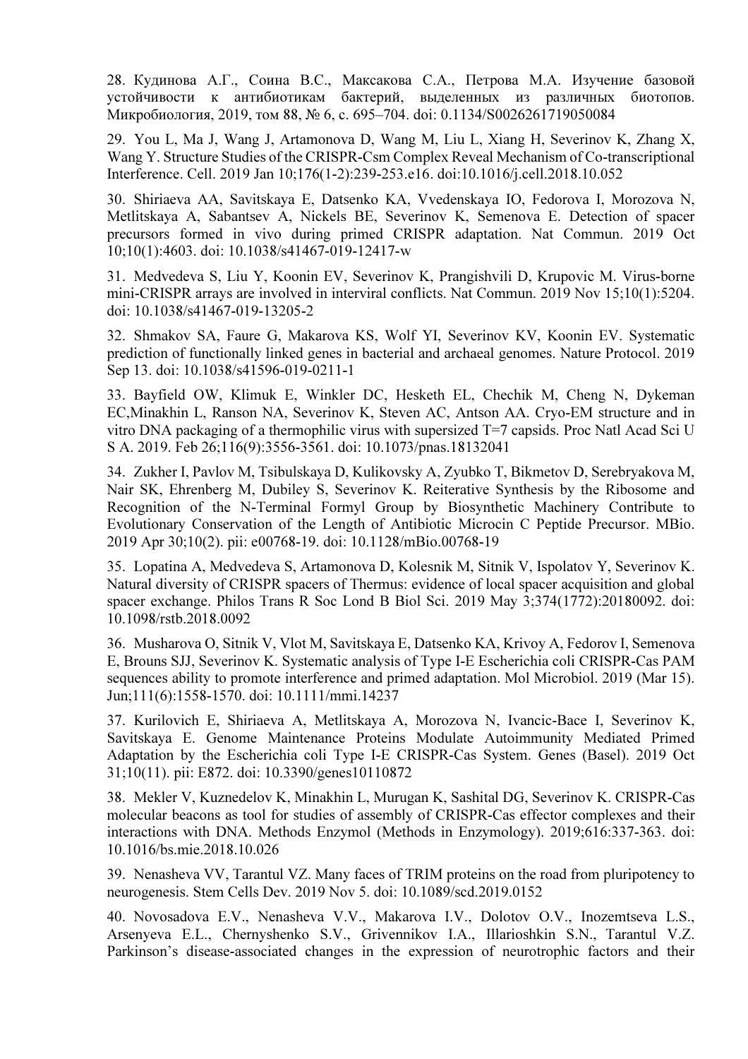28. Кудинова А.Г., Соина В.С., Максакова С.А., Петрова М.А. Изучение базовой устойчивости к антибиотикам бактерий, выделенных из различных биотопов. Микробиология, 2019, том 88, № 6, с. 695–704. doi: 0.1134/S0026261719050084

29. You L, Ma J, Wang J, Artamonova D, Wang M, Liu L, Xiang H, Severinov K, Zhang X, Wang Y. Structure Studies of the CRISPR-Csm Complex Reveal Mechanism of Co-transcriptional Interference. Cell. 2019 Jan 10;176(1-2):239-253.e16. doi:10.1016/j.cell.2018.10.052

30. Shiriaeva AA, Savitskaya E, Datsenko KA, Vvedenskaya IO, Fedorova I, Morozova N, Metlitskaya A, Sabantsev A, Nickels BE, Severinov K, Semenova E. Detection of spacer precursors formed in vivo during primed CRISPR adaptation. Nat Commun. 2019 Oct 10;10(1):4603. doi: 10.1038/s41467-019-12417-w

31. Medvedeva S, Liu Y, Koonin EV, Severinov K, Prangishvili D, Krupovic M. Virus-borne mini-CRISPR arrays are involved in interviral conflicts. Nat Commun. 2019 Nov 15;10(1):5204. doi: 10.1038/s41467-019-13205-2

32. Shmakov SA, Faure G, Makarova KS, Wolf YI, Severinov KV, Koonin EV. Systematic prediction of functionally linked genes in bacterial and archaeal genomes. Nature Protocol. 2019 Sep 13. doi: 10.1038/s41596-019-0211-1

33. Bayfield OW, Klimuk E, Winkler DC, Hesketh EL, Chechik M, Cheng N, Dykeman EC,Minakhin L, Ranson NA, Severinov K, Steven AC, Antson AA. Cryo-EM structure and in vitro DNA packaging of a thermophilic virus with supersized T=7 capsids. Proc Natl Acad Sci U S A. 2019. Feb 26;116(9):3556-3561. doi: 10.1073/pnas.18132041

34. Zukher I, Pavlov M, Tsibulskaya D, Kulikovsky A, Zyubko T, Bikmetov D, Serebryakova M, Nair SK, Ehrenberg M, Dubiley S, Severinov K. Reiterative Synthesis by the Ribosome and Recognition of the N-Terminal Formyl Group by Biosynthetic Machinery Contribute to Evolutionary Conservation of the Length of Antibiotic Microcin C Peptide Precursor. MBio. 2019 Apr 30;10(2). pii: e00768-19. doi: 10.1128/mBio.00768-19

35. Lopatina A, Medvedeva S, Artamonova D, Kolesnik M, Sitnik V, Ispolatov Y, Severinov K. Natural diversity of CRISPR spacers of Thermus: evidence of local spacer acquisition and global spacer exchange. Philos Trans R Soc Lond B Biol Sci. 2019 May 3;374(1772):20180092. doi: 10.1098/rstb.2018.0092

36. Musharova O, Sitnik V, Vlot M, Savitskaya E, Datsenko KA, Krivoy A, Fedorov I, Semenova E, Brouns SJJ, Severinov K. Systematic analysis of Type I-E Escherichia coli CRISPR-Cas PAM sequences ability to promote interference and primed adaptation. Mol Microbiol. 2019 (Mar 15). Jun;111(6):1558-1570. doi: 10.1111/mmi.14237

37. Kurilovich E, Shiriaeva A, Metlitskaya A, Morozova N, Ivancic-Bace I, Severinov K, Savitskaya E. Genome Maintenance Proteins Modulate Autoimmunity Mediated Primed Adaptation by the Escherichia coli Type I-E CRISPR-Cas System. Genes (Basel). 2019 Oct 31;10(11). pii: E872. doi: 10.3390/genes10110872

38. Mekler V, Kuznedelov K, Minakhin L, Murugan K, Sashital DG, Severinov K. CRISPR-Cas molecular beacons as tool for studies of assembly of CRISPR-Cas effector complexes and their interactions with DNA. Methods Enzymol (Methods in Enzymology). 2019;616:337-363. doi: 10.1016/bs.mie.2018.10.026

39. Nenasheva VV, Tarantul VZ. Many faces of TRIM proteins on the road from pluripotency to neurogenesis. Stem Cells Dev. 2019 Nov 5. doi: 10.1089/scd.2019.0152

40. Novosadova E.V., Nenasheva V.V., Makarova I.V., Dolotov O.V., Inozemtseva L.S., Arsenyeva E.L., Chernyshenko S.V., Grivennikov I.A., Illarioshkin S.N., Tarantul V.Z. Parkinson's disease-associated changes in the expression of neurotrophic factors and their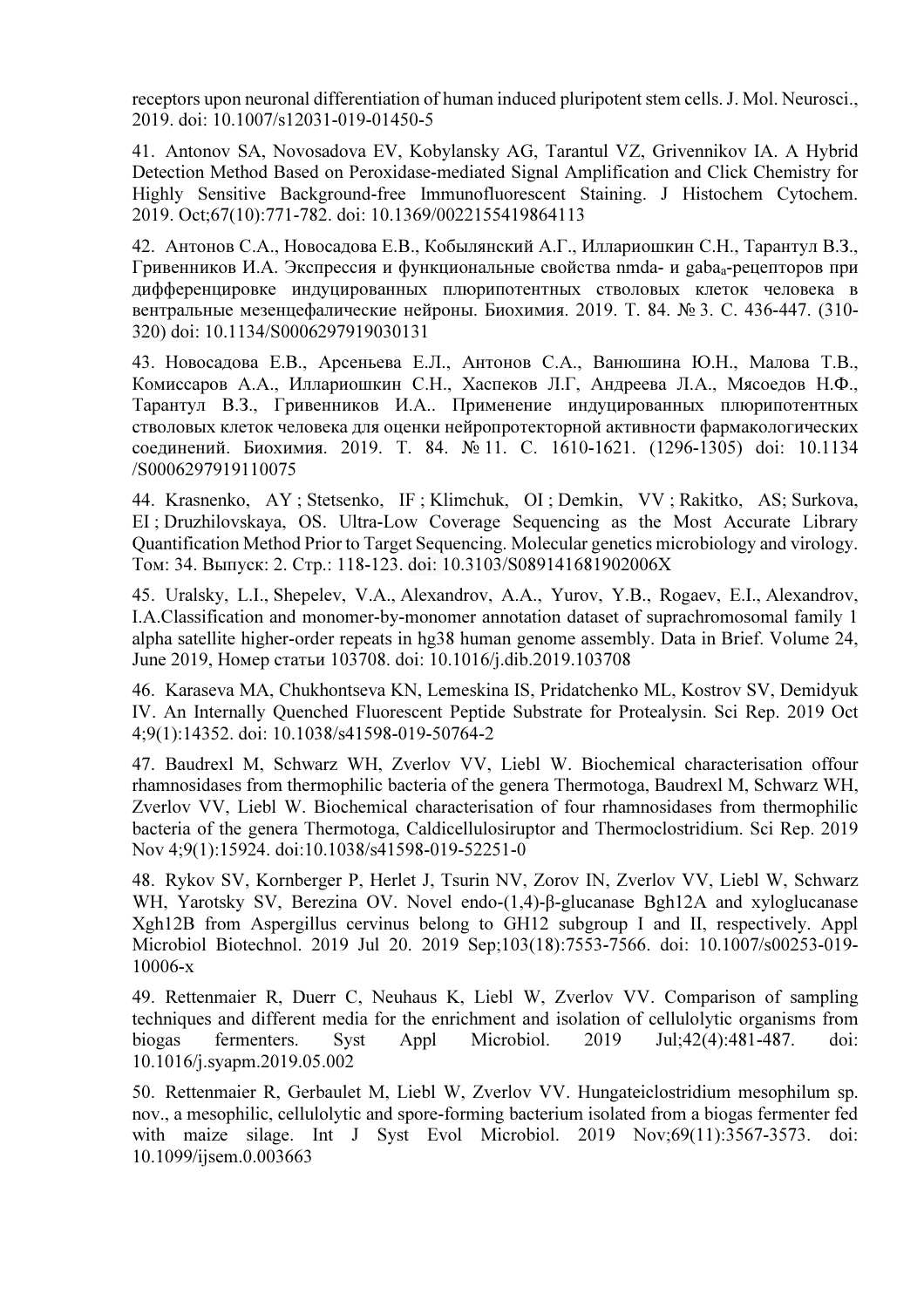receptors upon neuronal differentiation of human induced pluripotent stem cells. J. Mol. Neurosci., 2019. doi: 10.1007/s12031-019-01450-5

41. Antonov SA, Novosadova EV, Kobylansky AG, Tarantul VZ, Grivennikov IA. A Hybrid Detection Method Based on Peroxidase-mediated Signal Amplification and Click Chemistry for Highly Sensitive Background-free Immunofluorescent Staining. J Histochem Cytochem. 2019. Oct;67(10):771-782. doi: 10.1369/0022155419864113

42. Антонов С.А., Новосадова Е.В., Кобылянский А.Г., Иллариошкин С.Н., Тарантул В.З., Гривенников И.А. Экспрессия и функциональные свойства nmda- и $gaba_a$-рецепторов при дифференцировке индуцированных плюрипотентных стволовых клеток человека в вентральные мезенцефалические нейроны. Биохимия. 2019. Т. 84. № 3. С. 436-447. (310-320) doi: 10.1134/S0006297919030131

43. Новосадова Е.В., Арсеньева Е.Л., Антонов С.А., Ванюшина Ю.Н., Малова Т.В., Комиссаров А.А., Иллариошкин С.Н., Хаспеков Л.Г, Андреева Л.А., Мясоедов Н.Ф., Тарантул В.З., Гривенников И.А.. Применение индуцированных плюрипотентных стволовых клеток человека для оценки нейропротекторной активности фармакологических соединений. Биохимия. 2019. Т. 84. № 11. С. 1610-1621. (1296-1305) doi: 10.1134 /S0006297919110075

44. Krasnenko, AY ; Stetsenko, IF ; Klimchuk, OI ; Demkin, VV ; Rakitko, AS; Surkova, EI ; Druzhilovskaya, OS. Ultra-Low Coverage Sequencing as the Most Accurate Library Quantification Method Prior to Target Sequencing. Molecular genetics microbiology and virology. Том: 34. Выпуск: 2. Стр.: 118-123. doi: 10.3103/S089141681902006X

45. Uralsky, L.I., Shepelev, V.A., Alexandrov, A.A., Yurov, Y.B., Rogaev, E.I., Alexandrov, I.A.Classification and monomer-by-monomer annotation dataset of suprachromosomal family 1 alpha satellite higher-order repeats in hg38 human genome assembly. Data in Brief. Volume 24, June 2019, Номер статьи 103708. doi: 10.1016/j.dib.2019.103708

46. Karaseva MA, Chukhontseva KN, Lemeskina IS, Pridatchenko ML, Kostrov SV, Demidyuk IV. An Internally Quenched Fluorescent Peptide Substrate for Protealysin. Sci Rep. 2019 Oct 4;9(1):14352. doi: 10.1038/s41598-019-50764-2

47. Baudrexl M, Schwarz WH, Zverlov VV, Liebl W. Biochemical characterisation offour rhamnosidases from thermophilic bacteria of the genera Thermotoga, Baudrexl M, Schwarz WH, Zverlov VV, Liebl W. Biochemical characterisation of four rhamnosidases from thermophilic bacteria of the genera Thermotoga, Caldicellulosiruptor and Thermoclostridium. Sci Rep. 2019 Nov 4;9(1):15924. doi:10.1038/s41598-019-52251-0

48. Rykov SV, Kornberger P, Herlet J, Tsurin NV, Zorov IN, Zverlov VV, Liebl W, Schwarz WH, Yarotsky SV, Berezina OV. Novel endo-(1,4)-β-glucanase Bgh12A and xyloglucanase Xgh12B from Aspergillus cervinus belong to GH12 subgroup I and II, respectively. Appl Microbiol Biotechnol. 2019 Jul 20. 2019 Sep;103(18):7553-7566. doi: 10.1007/s00253-019-10006-x

49. Rettenmaier R, Duerr C, Neuhaus K, Liebl W, Zverlov VV. Comparison of sampling techniques and different media for the enrichment and isolation of cellulolytic organisms from biogas fermenters. Syst Appl Microbiol. 2019 Jul;42(4):481-487. doi: 10.1016/j.syapm.2019.05.002

50. Rettenmaier R, Gerbaulet M, Liebl W, Zverlov VV. Hungateiclostridium mesophilum sp. nov., a mesophilic, cellulolytic and spore-forming bacterium isolated from a biogas fermenter fed with maize silage. Int J Syst Evol Microbiol. 2019 Nov;69(11):3567-3573. doi: 10.1099/ijsem.0.003663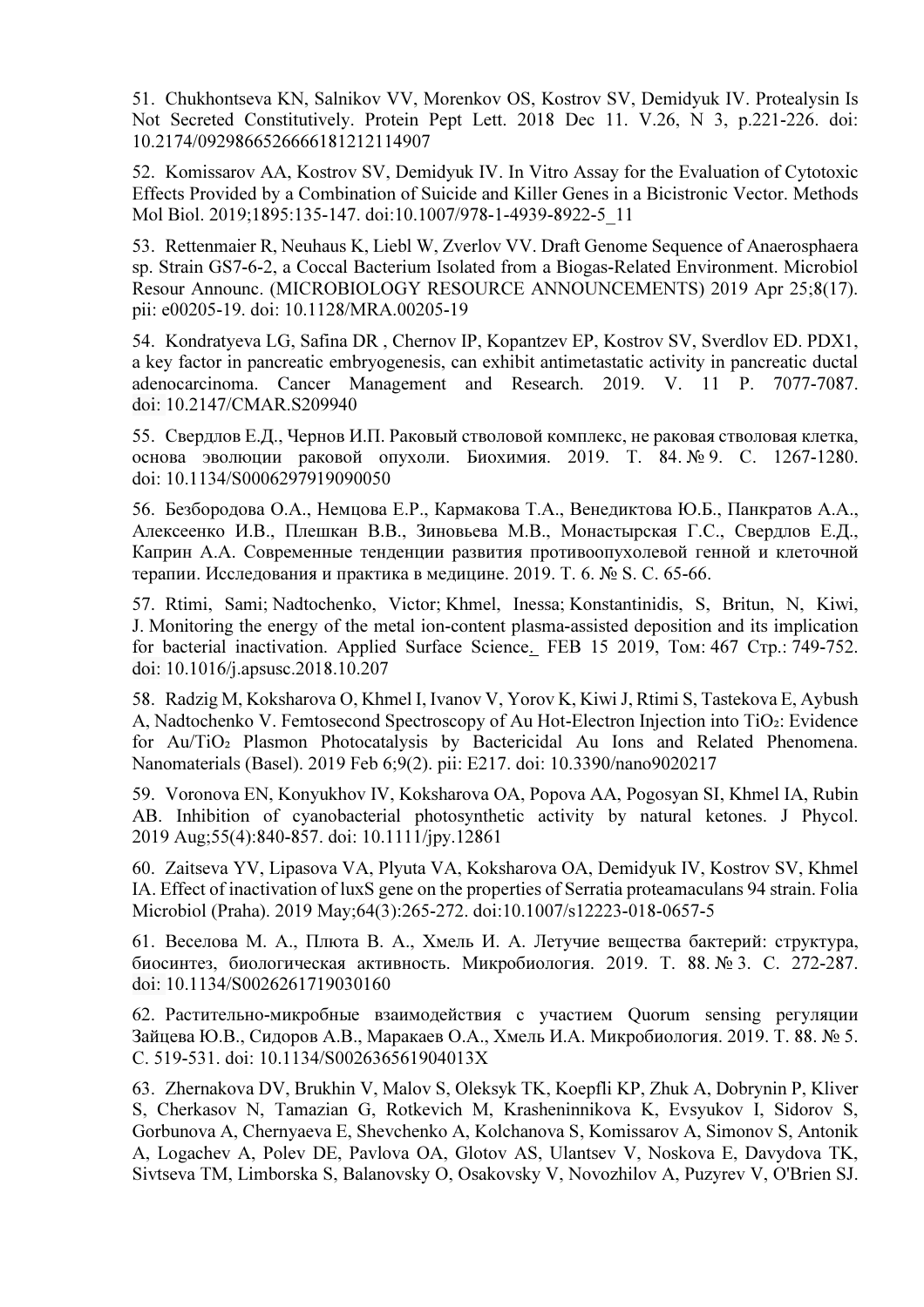51. Chukhontseva KN, Salnikov VV, Morenkov OS, Kostrov SV, Demidyuk IV. Protealysin Is Not Secreted Constitutively. Protein Pept Lett. 2018 Dec 11. V.26, N 3, p.221-226. doi: 10.2174/0929866526666181212114907

52. Komissarov AA, Kostrov SV, Demidyuk IV. In Vitro Assay for the Evaluation of Cytotoxic Effects Provided by a Combination of Suicide and Killer Genes in a Bicistronic Vector. Methods Mol Biol. 2019;1895:135-147. doi:10.1007/978-1-4939-8922-5_11

53. Rettenmaier R, Neuhaus K, Liebl W, Zverlov VV. Draft Genome Sequence of Anaerosphaera sp. Strain GS7-6-2, a Coccal Bacterium Isolated from a Biogas-Related Environment. Microbiol Resour Announc. (MICROBIOLOGY RESOURCE ANNOUNCEMENTS) 2019 Apr 25;8(17). pii: e00205-19. doi: 10.1128/MRA.00205-19

54. Kondratyeva LG, Safina DR , Chernov IP, Kopantzev EP, Kostrov SV, Sverdlov ED. PDX1, a key factor in pancreatic embryogenesis, can exhibit antimetastatic activity in pancreatic ductal adenocarcinoma. Cancer Management and Research. 2019. V. 11 P. 7077-7087. doi: 10.2147/CMAR.S209940

55. Свердлов Е.Д., Чернов И.П. Раковый стволовой комплекс, не раковая стволовая клетка, основа эволюции раковой опухоли. Биохимия. 2019. Т. 84. № 9. С. 1267-1280. doi: 10.1134/S0006297919090050

56. Безбородова О.А., Немцова Е.Р., Кармакова Т.А., Венедиктова Ю.Б., Панкратов А.А., Алексеенко И.В., Плешкан В.В., Зиновьева М.В., Монастырская Г.С., Свердлов Е.Д., Каприн А.А. Современные тенденции развития противоопухолевой генной и клеточной терапии. Исследования и практика в медицине. 2019. Т. 6. № S. С. 65-66.

57. Rtimi, Sami; Nadtochenko, Victor; Khmel, Inessa; Konstantinidis, S, Britun, N, Kiwi, J. Monitoring the energy of the metal ion-content plasma-assisted deposition and its implication for bacterial inactivation. Applied Surface Science. FEB 15 2019, Том: 467 Стр.: 749-752. doi: 10.1016/j.apsusc.2018.10.207

58. Radzig M, Koksharova O, Khmel I, Ivanov V, Yorov K, Kiwi J, Rtimi S, Tastekova E, Aybush A, Nadtochenko V. Femtosecond Spectroscopy of Au Hot-Electron Injection into $TiO_2$: Evidence for Au/$TiO_2$ Plasmon Photocatalysis by Bactericidal Au Ions and Related Phenomena. Nanomaterials (Basel). 2019 Feb 6;9(2). pii: E217. doi: 10.3390/nano9020217

59. Voronova EN, Konyukhov IV, Koksharova OA, Popova AA, Pogosyan SI, Khmel IA, Rubin AB. Inhibition of cyanobacterial photosynthetic activity by natural ketones. J Phycol. 2019 Aug;55(4):840-857. doi: 10.1111/jpy.12861

60. Zaitseva YV, Lipasova VA, Plyuta VA, Koksharova OA, Demidyuk IV, Kostrov SV, Khmel IA. Effect of inactivation of luxS gene on the properties of Serratia proteamaculans 94 strain. Folia Microbiol (Praha). 2019 May;64(3):265-272. doi:10.1007/s12223-018-0657-5

61. Веселова М. А., Плюта В. А., Хмель И. А. Летучие вещества бактерий: структура, биосинтез, биологическая активность. Микробиология. 2019. Т. 88. № 3. С. 272-287. doi: 10.1134/S0026261719030160

62. Растительно-микробные взаимодействия с участием Quorum sensing регуляции Зайцева Ю.В., Сидоров А.В., Маракаев О.А., Хмель И.А. Микробиология. 2019. Т. 88. № 5. С. 519-531. doi: 10.1134/S002636561904013X

63. Zhernakova DV, Brukhin V, Malov S, Oleksyk TK, Koepfli KP, Zhuk A, Dobrynin P, Kliver S, Cherkasov N, Tamazian G, Rotkevich M, Krasheninnikova K, Evsyukov I, Sidorov S, Gorbunova A, Chernyaeva E, Shevchenko A, Kolchanova S, Komissarov A, Simonov S, Antonik A, Logachev A, Polev DE, Pavlova OA, Glotov AS, Ulantsev V, Noskova E, Davydova TK, Sivtseva TM, Limborska S, Balanovsky O, Osakovsky V, Novozhilov A, Puzyrev V, O'Brien SJ.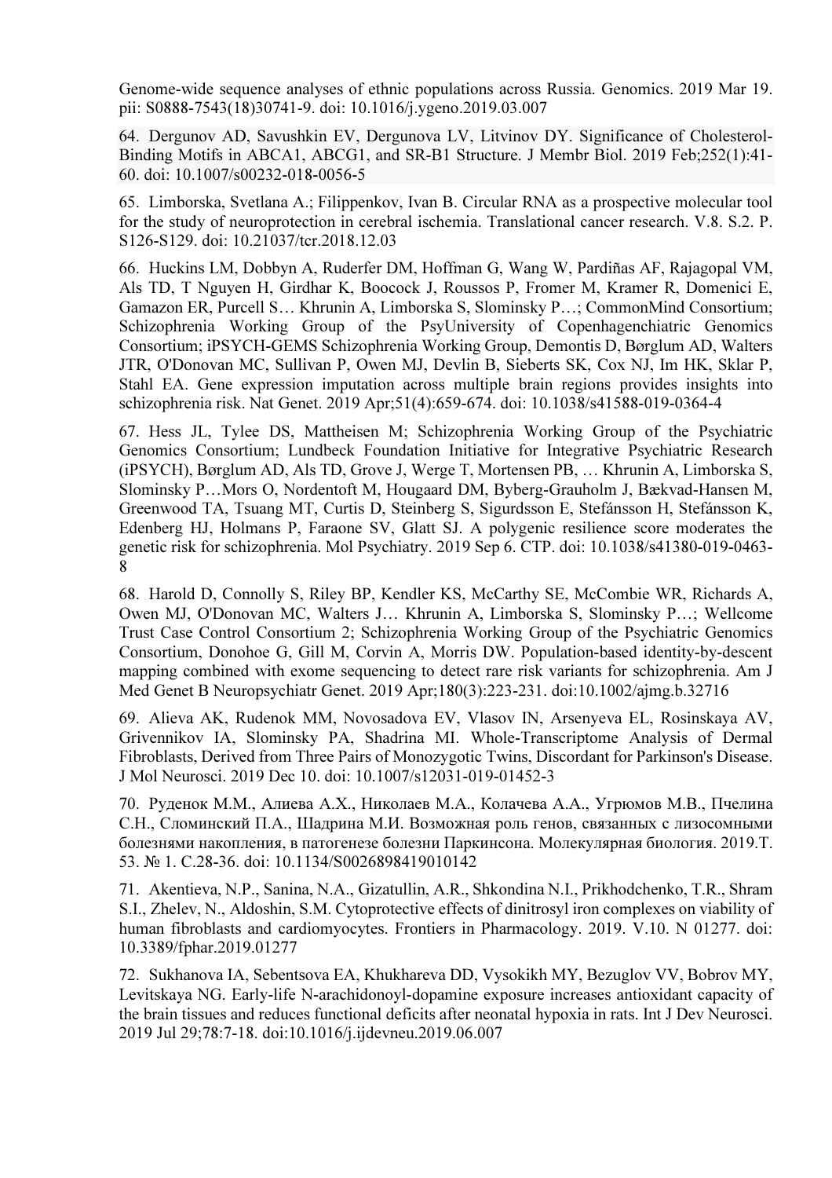Genome-wide sequence analyses of ethnic populations across Russia. Genomics. 2019 Mar 19. pii: S0888-7543(18)30741-9. doi: 10.1016/j.ygeno.2019.03.007

64. Dergunov AD, Savushkin EV, Dergunova LV, Litvinov DY. Significance of Cholesterol-Binding Motifs in ABCA1, ABCG1, and SR-B1 Structure. J Membr Biol. 2019 Feb;252(1):41-60. doi: 10.1007/s00232-018-0056-5

65. Limborska, Svetlana A.; Filippenkov, Ivan B. Circular RNA as a prospective molecular tool for the study of neuroprotection in cerebral ischemia. Translational cancer research. V.8. S.2. P. S126-S129. doi: 10.21037/tcr.2018.12.03

66. Huckins LM, Dobbyn A, Ruderfer DM, Hoffman G, Wang W, Pardiñas AF, Rajagopal VM, Als TD, T Nguyen H, Girdhar K, Boocock J, Roussos P, Fromer M, Kramer R, Domenici E, Gamazon ER, Purcell S… Khrunin A, Limborska S, Slominsky P…; CommonMind Consortium; Schizophrenia Working Group of the PsyUniversity of Copenhagenchiatric Genomics Consortium; iPSYCH-GEMS Schizophrenia Working Group, Demontis D, Børglum AD, Walters JTR, O'Donovan MC, Sullivan P, Owen MJ, Devlin B, Sieberts SK, Cox NJ, Im HK, Sklar P, Stahl EA. Gene expression imputation across multiple brain regions provides insights into schizophrenia risk. Nat Genet. 2019 Apr;51(4):659-674. doi: 10.1038/s41588-019-0364-4

67. Hess JL, Tylee DS, Mattheisen M; Schizophrenia Working Group of the Psychiatric Genomics Consortium; Lundbeck Foundation Initiative for Integrative Psychiatric Research (iPSYCH), Børglum AD, Als TD, Grove J, Werge T, Mortensen PB, … Khrunin A, Limborska S, Slominsky P…Mors O, Nordentoft M, Hougaard DM, Byberg-Grauholm J, Bækvad-Hansen M, Greenwood TA, Tsuang MT, Curtis D, Steinberg S, Sigurdsson E, Stefánsson H, Stefánsson K, Edenberg HJ, Holmans P, Faraone SV, Glatt SJ. A polygenic resilience score moderates the genetic risk for schizophrenia. Mol Psychiatry. 2019 Sep 6. CTP. doi: 10.1038/s41380-019-0463-8

68. Harold D, Connolly S, Riley BP, Kendler KS, McCarthy SE, McCombie WR, Richards A, Owen MJ, O'Donovan MC, Walters J… Khrunin A, Limborska S, Slominsky P…; Wellcome Trust Case Control Consortium 2; Schizophrenia Working Group of the Psychiatric Genomics Consortium, Donohoe G, Gill M, Corvin A, Morris DW. Population-based identity-by-descent mapping combined with exome sequencing to detect rare risk variants for schizophrenia. Am J Med Genet B Neuropsychiatr Genet. 2019 Apr;180(3):223-231. doi:10.1002/ajmg.b.32716

69. Alieva AK, Rudenok MM, Novosadova EV, Vlasov IN, Arsenyeva EL, Rosinskaya AV, Grivennikov IA, Slominsky PA, Shadrina MI. Whole-Transcriptome Analysis of Dermal Fibroblasts, Derived from Three Pairs of Monozygotic Twins, Discordant for Parkinson's Disease. J Mol Neurosci. 2019 Dec 10. doi: 10.1007/s12031-019-01452-3

70. Руденок М.М., Алиева А.Х., Николаев М.А., Колачева А.А., Угрюмов М.В., Пчелина С.Н., Сломинский П.А., Шадрина М.И. Возможная роль генов, связанных с лизосомными болезнями накопления, в патогенезе болезни Паркинсона. Молекулярная биология. 2019.Т. 53. № 1. С.28-36. doi: 10.1134/S0026898419010142

71. Akentieva, N.P., Sanina, N.A., Gizatullin, A.R., Shkondina N.I., Prikhodchenko, T.R., Shram S.I., Zhelev, N., Aldoshin, S.M. Cytoprotective effects of dinitrosyl iron complexes on viability of human fibroblasts and cardiomyocytes. Frontiers in Pharmacology. 2019. V.10. N 01277. doi: 10.3389/fphar.2019.01277

72. Sukhanova IA, Sebentsova EA, Khukhareva DD, Vysokikh MY, Bezuglov VV, Bobrov MY, Levitskaya NG. Early-life N-arachidonoyl-dopamine exposure increases antioxidant capacity of the brain tissues and reduces functional deficits after neonatal hypoxia in rats. Int J Dev Neurosci. 2019 Jul 29;78:7-18. doi:10.1016/j.ijdevneu.2019.06.007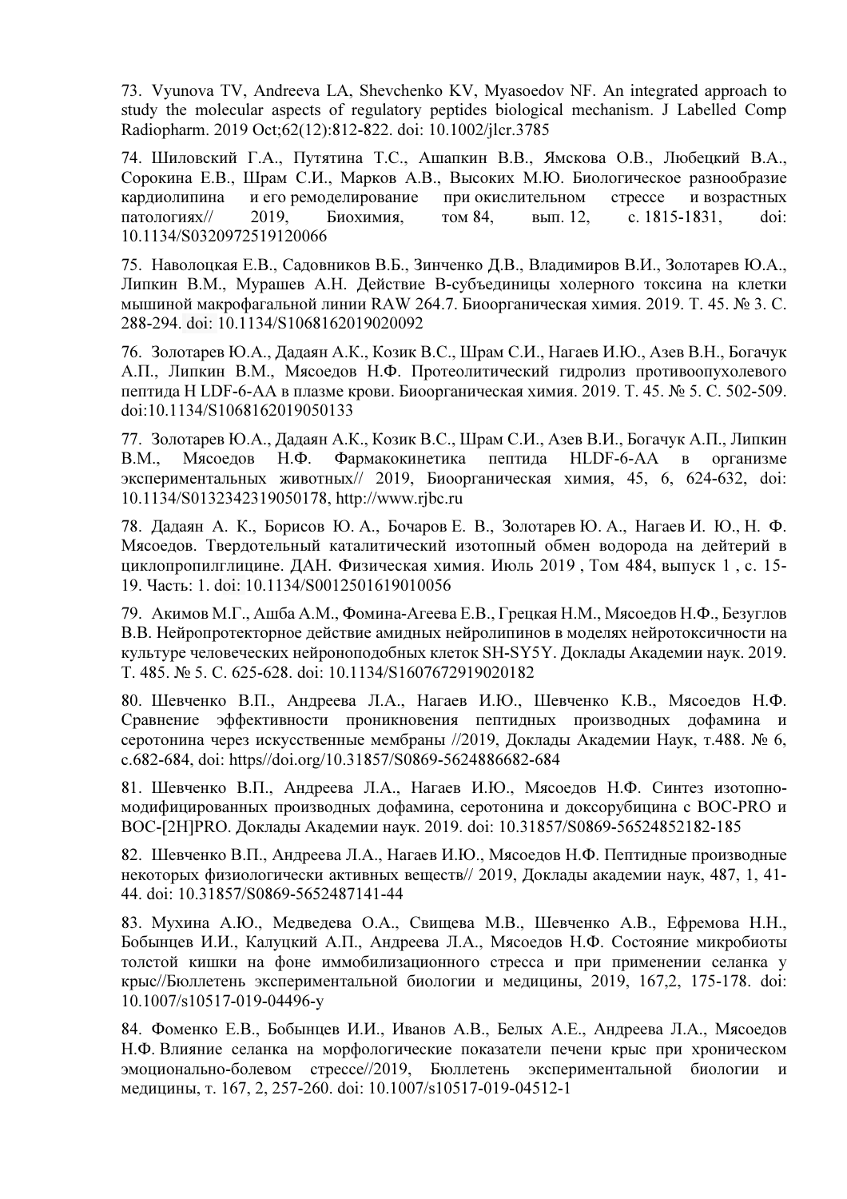73. Vyunova TV, Andreeva LA, Shevchenko KV, Myasoedov NF. An integrated approach to study the molecular aspects of regulatory peptides biological mechanism. J Labelled Comp Radiopharm. 2019 Oct;62(12):812-822. doi: 10.1002/jlcr.3785

74. Шиловский Г.А., Путятина Т.С., Ашапкин В.В., Ямскова О.В., Любецкий В.А., Сорокина Е.В., Шрам С.И., Марков А.В., Высоких М.Ю. Биологическое разнообразие кардиолипина и его ремоделирование при окислительном стрессе и возрастных патологиях// 2019, Биохимия, том 84, вып. 12, с. 1815-1831, doi: 10.1134/S0320972519120066

75. Наволоцкая Е.В., Садовников В.Б., Зинченко Д.В., Владимиров В.И., Золотарев Ю.А., Липкин В.М., Мурашев А.Н. Действие B-субъединицы холерного токсина на клетки мышиной макрофагальной линии RAW 264.7. Биоорганическая химия. 2019. Т. 45. № 3. С. 288-294. doi: 10.1134/S1068162019020092

76. Золотарев Ю.А., Дадаян А.К., Козик В.С., Шрам С.И., Нагаев И.Ю., Азев В.Н., Богачук А.П., Липкин В.М., Мясоедов Н.Ф. Протеолитический гидролиз противоопухолевого пептида H LDF-6-AA в плазме крови. Биоорганическая химия. 2019. Т. 45. № 5. С. 502-509. doi:10.1134/S1068162019050133

77. Золотарев Ю.А., Дадаян А.К., Козик В.С., Шрам С.И., Азев В.И., Богачук А.П., Липкин В.М., Мясоедов Н.Ф. Фармакокинетика пептида HLDF-6-AA в организме экспериментальных животных// 2019, Биоорганическая химия, 45, 6, 624-632, doi: 10.1134/S0132342319050178, http://www.rjbc.ru

78. Дадаян А. К., Борисов Ю. А., Бочаров Е. В., Золотарев Ю. А., Нагаев И. Ю., Н. Ф. Мясоедов. Твердотельный каталитический изотопный обмен водорода на дейтерий в циклопропилглицине. ДАН. Физическая химия. Июль 2019 , Том 484, выпуск 1 , с. 15-19. Часть: 1. doi: 10.1134/S0012501619010056

79. Акимов М.Г., Ашба А.М., Фомина-Агеева Е.В., Грецкая Н.М., Мясоедов Н.Ф., Безуглов В.В. Нейропротекторное действие амидных нейролипинов в моделях нейротоксичности на культуре человеческих нейроноподобных клеток SH-SY5Y. Доклады Академии наук. 2019. Т. 485. № 5. С. 625-628. doi: 10.1134/S1607672919020182

80. Шевченко В.П., Андреева Л.А., Нагаев И.Ю., Шевченко К.В., Мясоедов Н.Ф. Сравнение эффективности проникновения пептидных производных дофамина и серотонина через искусственные мембраны //2019, Доклады Академии Наук, т.488. № 6, с.682-684, doi: https//doi.org/10.31857/S0869-5624886682-684

81. Шевченко В.П., Андреева Л.А., Нагаев И.Ю., Мясоедов Н.Ф. Синтез изотопно-модифицированных производных дофамина, серотонина и доксорубицина с BOC-PRO и BOC-[2H]PRO. Доклады Академии наук. 2019. doi: 10.31857/S0869-56524852182-185

82. Шевченко В.П., Андреева Л.А., Нагаев И.Ю., Мясоедов Н.Ф. Пептидные производные некоторых физиологически активных веществ// 2019, Доклады академии наук, 487, 1, 41-44. doi: 10.31857/S0869-5652487141-44

83. Мухина А.Ю., Медведева О.А., Свищева М.В., Шевченко А.В., Ефремова Н.Н., Бобынцев И.И., Калуцкий А.П., Андреева Л.А., Мясоедов Н.Ф. Состояние микробиоты толстой кишки на фоне иммобилизационного стресса и при применении селанка у крыс//Бюллетень экспериментальной биологии и медицины, 2019, 167,2, 175-178. doi: 10.1007/s10517-019-04496-y

84. Фоменко Е.В., Бобынцев И.И., Иванов А.В., Белых А.Е., Андреева Л.А., Мясоедов Н.Ф. Влияние селанка на морфологические показатели печени крыс при хроническом эмоционально-болевом стрессе//2019, Бюллетень экспериментальной биологии и медицины, т. 167, 2, 257-260. doi: 10.1007/s10517-019-04512-1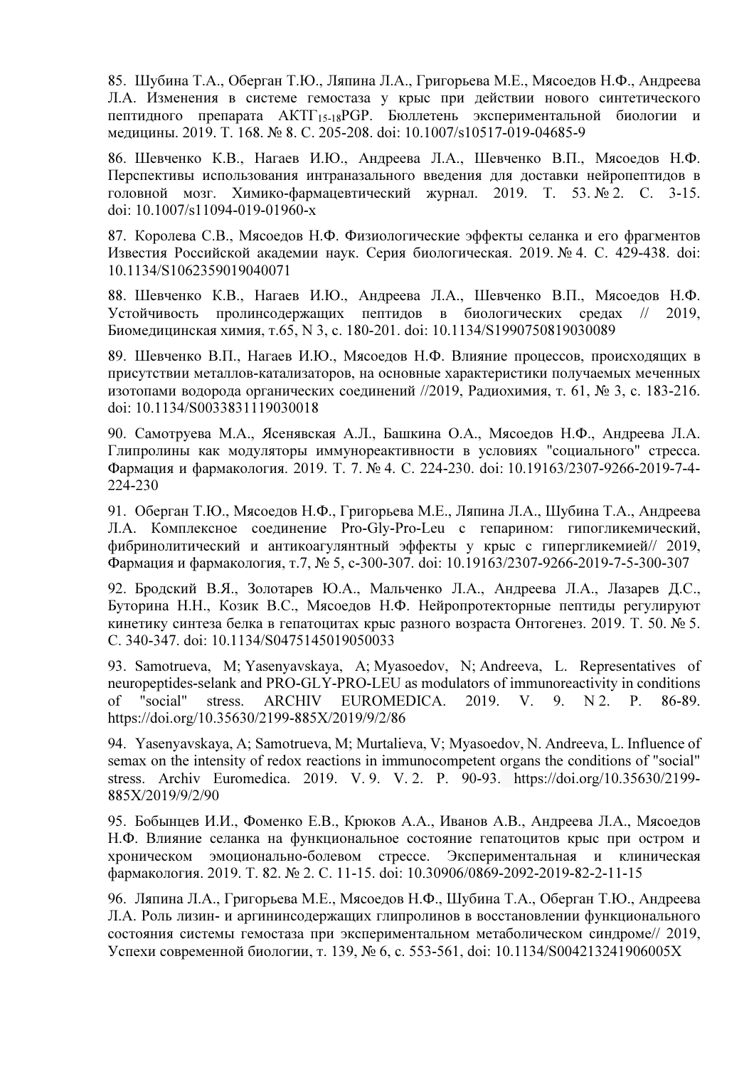85. Шубина Т.А., Оберган Т.Ю., Ляпина Л.А., Григорьева М.Е., Мясоедов Н.Ф., Андреева Л.А. Изменения в системе гемостаза у крыс при действии нового синтетического пептидного препарата АКТГ$_{15-18}$PGP. Бюллетень экспериментальной биологии и медицины. 2019. Т. 168. № 8. С. 205-208. doi: 10.1007/s10517-019-04685-9

86. Шевченко К.В., Нагаев И.Ю., Андреева Л.А., Шевченко В.П., Мясоедов Н.Ф. Перспективы использования интраназального введения для доставки нейропептидов в головной мозг. Химико-фармацевтический журнал. 2019. Т. 53. № 2. С. 3-15. doi: 10.1007/s11094-019-01960-x

87. Королева С.В., Мясоедов Н.Ф. Физиологические эффекты селанка и его фрагментов Известия Российской академии наук. Серия биологическая. 2019. № 4. С. 429-438. doi: 10.1134/S1062359019040071

88. Шевченко К.В., Нагаев И.Ю., Андреева Л.А., Шевченко В.П., Мясоедов Н.Ф. Устойчивость пролинсодержащих пептидов в биологических средах // 2019, Биомедицинская химия, т.65, N 3, с. 180-201. doi: 10.1134/S1990750819030089

89. Шевченко В.П., Нагаев И.Ю., Мясоедов Н.Ф. Влияние процессов, происходящих в присутствии металлов-катализаторов, на основные характеристики получаемых меченных изотопами водорода органических соединений //2019, Радиохимия, т. 61, № 3, с. 183-216. doi: 10.1134/S0033831119030018

90. Самотруева М.А., Ясенявская А.Л., Башкина О.А., Мясоедов Н.Ф., Андреева Л.А. Глипролины как модуляторы иммунореактивности в условиях "социального" стресса. Фармация и фармакология. 2019. Т. 7. № 4. С. 224-230. doi: 10.19163/2307-9266-2019-7-4-224-230

91. Оберган Т.Ю., Мясоедов Н.Ф., Григорьева М.Е., Ляпина Л.А., Шубина Т.А., Андреева Л.А. Комплексное соединение Pro-Gly-Pro-Leu с гепарином: гипогликемический, фибринолитический и антикоагулянтный эффекты у крыс с гипергликемией// 2019, Фармация и фармакология, т.7, № 5, с-300-307. doi: 10.19163/2307-9266-2019-7-5-300-307

92. Бродский В.Я., Золотарев Ю.А., Мальченко Л.А., Андреева Л.А., Лазарев Д.С., Буторина Н.Н., Козик В.С., Мясоедов Н.Ф. Нейропротекторные пептиды регулируют кинетику синтеза белка в гепатоцитах крыс разного возраста Онтогенез. 2019. Т. 50. № 5. С. 340-347. doi: 10.1134/S0475145019050033

93. Samotrueva, M; Yasenyavskaya, A; Myasoedov, N; Andreeva, L. Representatives of neuropeptides-selank and PRO-GLY-PRO-LEU as modulators of immunoreactivity in conditions of "social" stress. ARCHIV EUROMEDICA. 2019. V. 9. N 2. P. 86-89. https://doi.org/10.35630/2199-885X/2019/9/2/86

94. Yasenyavskaya, A; Samotrueva, M; Murtalieva, V; Myasoedov, N. Andreeva, L. Influence of semax on the intensity of redox reactions in immunocompetent organs the conditions of "social" stress. Archiv Euromedica. 2019. V. 9. V. 2. P. 90-93. https://doi.org/10.35630/2199-885X/2019/9/2/90

95. Бобынцев И.И., Фоменко Е.В., Крюков А.А., Иванов А.В., Андреева Л.А., Мясоедов Н.Ф. Влияние селанка на функциональное состояние гепатоцитов крыс при остром и хроническом эмоционально-болевом стрессе. Экспериментальная и клиническая фармакология. 2019. Т. 82. № 2. С. 11-15. doi: 10.30906/0869-2092-2019-82-2-11-15

96. Ляпина Л.А., Григорьева М.Е., Мясоедов Н.Ф., Шубина Т.А., Оберган Т.Ю., Андреева Л.А. Роль лизин- и аргининсодержащих глипролинов в восстановлении функционального состояния системы гемостаза при экспериментальном метаболическом синдроме// 2019, Успехи современной биологии, т. 139, № 6, с. 553-561, doi: 10.1134/S004213241906005X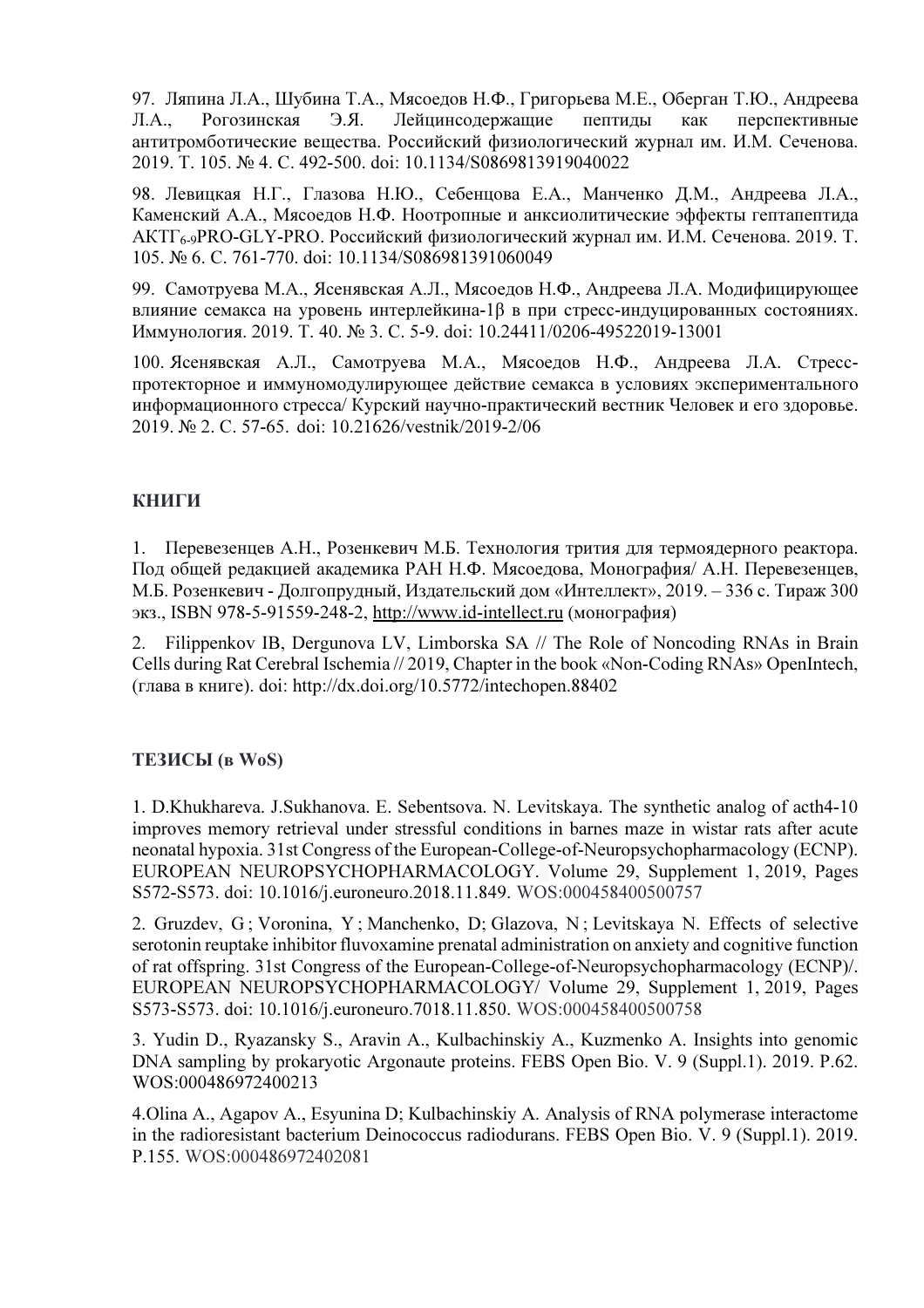97. Ляпина Л.А., Шубина Т.А., Мясоедов Н.Ф., Григорьева М.Е., Оберган Т.Ю., Андреева Л.А., Рогозинская Э.Я. Лейцинсодержащие пептиды как перспективные антитромботические вещества. Российский физиологический журнал им. И.М. Сеченова. 2019. Т. 105. № 4. С. 492-500. doi: 10.1134/S0869813919040022

98. Левицкая Н.Г., Глазова Н.Ю., Себенцова Е.А., Манченко Д.М., Андреева Л.А., Каменский А.А., Мясоедов Н.Ф. Ноотропные и анксиолитические эффекты гептапептида АКТГ$_{6\text{-}9}$PRO-GLY-PRO. Российский физиологический журнал им. И.М. Сеченова. 2019. Т. 105. № 6. С. 761-770. doi: 10.1134/S086981391060049

99. Самотруева М.А., Ясенявская А.Л., Мясоедов Н.Ф., Андреева Л.А. Модифицирующее влияние семакса на уровень интерлейкина-1β в при стресс-индуцированных состояниях. Иммунология. 2019. Т. 40. № 3. С. 5-9. doi: 10.24411/0206-49522019-13001

100. Ясенявская А.Л., Самотруева М.А., Мясоедов Н.Ф., Андреева Л.А. Стресс-протекторное и иммуномодулирующее действие семакса в условиях экспериментального информационного стресса/ Курский научно-практический вестник Человек и его здоровье. 2019. № 2. С. 57-65. doi: 10.21626/vestnik/2019-2/06

## КНИГИ

1. Перевезенцев А.Н., Розенкевич М.Б. Технология трития для термоядерного реактора. Под общей редакцией академика РАН Н.Ф. Мясоедова, Монография/ А.Н. Перевезенцев, М.Б. Розенкевич - Долгопрудный, Издательский дом «Интеллект», 2019. – 336 с. Тираж 300 экз., ISBN 978-5-91559-248-2, http://www.id-intellect.ru (монография)

2. Filippenkov IB, Dergunova LV, Limborska SA // The Role of Noncoding RNAs in Brain Cells during Rat Cerebral Ischemia // 2019, Chapter in the book «Non-Coding RNAs» OpenIntech, (глава в книге). doi: http://dx.doi.org/10.5772/intechopen.88402

## ТЕЗИСЫ (в WoS)

1. D.Khukhareva. J.Sukhanova. E. Sebentsova. N. Levitskaya. The synthetic analog of acth4-10 improves memory retrieval under stressful conditions in barnes maze in wistar rats after acute neonatal hypoxia. 31st Congress of the European-College-of-Neuropsychopharmacology (ECNP). EUROPEAN NEUROPSYCHOPHARMACOLOGY. Volume 29, Supplement 1, 2019, Pages S572-S573. doi: 10.1016/j.euroneuro.2018.11.849. WOS:000458400500757

2. Gruzdev, G ; Voronina, Y ; Manchenko, D; Glazova, N ; Levitskaya N. Effects of selective serotonin reuptake inhibitor fluvoxamine prenatal administration on anxiety and cognitive function of rat offspring. 31st Congress of the European-College-of-Neuropsychopharmacology (ECNP)/. EUROPEAN NEUROPSYCHOPHARMACOLOGY/ Volume 29, Supplement 1, 2019, Pages S573-S573. doi: 10.1016/j.euroneuro.7018.11.850. WOS:000458400500758

3. Yudin D., Ryazansky S., Aravin A., Kulbachinskiy A., Kuzmenko A. Insights into genomic DNA sampling by prokaryotic Argonaute proteins. FEBS Open Bio. V. 9 (Suppl.1). 2019. P.62. WOS:000486972400213

4.Olina A., Agapov A., Esyunina D; Kulbachinskiy A. Analysis of RNA polymerase interactome in the radioresistant bacterium Deinococcus radiodurans. FEBS Open Bio. V. 9 (Suppl.1). 2019. P.155. WOS:000486972402081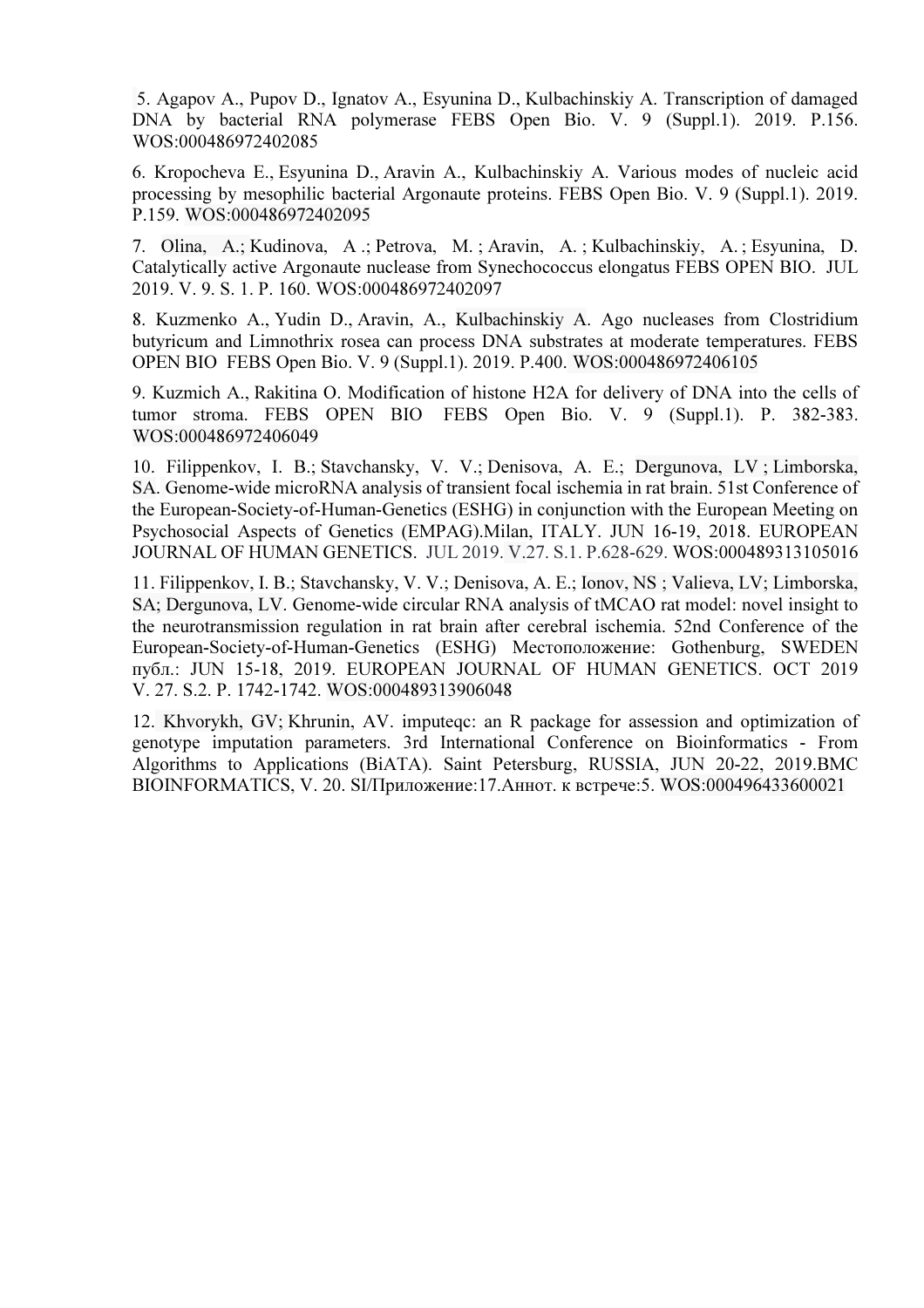5. Agapov A., Pupov D., Ignatov A., Esyunina D., Kulbachinskiy A. Transcription of damaged DNA by bacterial RNA polymerase FEBS Open Bio. V. 9 (Suppl.1). 2019. P.156. WOS:000486972402085

6. Kropocheva E., Esyunina D., Aravin A., Kulbachinskiy A. Various modes of nucleic acid processing by mesophilic bacterial Argonaute proteins. FEBS Open Bio. V. 9 (Suppl.1). 2019. P.159. WOS:000486972402095

7. Olina, A.; Kudinova, A .; Petrova, M. ; Aravin, A. ; Kulbachinskiy, A. ; Esyunina, D. Catalytically active Argonaute nuclease from Synechococcus elongatus FEBS OPEN BIO. JUL 2019. V. 9. S. 1. P. 160. WOS:000486972402097

8. Kuzmenko A., Yudin D., Aravin, A., Kulbachinskiy A. Ago nucleases from Clostridium butyricum and Limnothrix rosea can process DNA substrates at moderate temperatures. FEBS OPEN BIO FEBS Open Bio. V. 9 (Suppl.1). 2019. P.400. WOS:000486972406105

9. Kuzmich A., Rakitina O. Modification of histone H2A for delivery of DNA into the cells of tumor stroma. FEBS OPEN BIO FEBS Open Bio. V. 9 (Suppl.1). P. 382-383. WOS:000486972406049

10. Filippenkov, I. B.; Stavchansky, V. V.; Denisova, A. E.; Dergunova, LV ; Limborska, SA. Genome-wide microRNA analysis of transient focal ischemia in rat brain. 51st Conference of the European-Society-of-Human-Genetics (ESHG) in conjunction with the European Meeting on Psychosocial Aspects of Genetics (EMPAG).Milan, ITALY. JUN 16-19, 2018. EUROPEAN JOURNAL OF HUMAN GENETICS. JUL 2019. V.27. S.1. P.628-629. WOS:000489313105016

11. Filippenkov, I. B.; Stavchansky, V. V.; Denisova, A. E.; Ionov, NS ; Valieva, LV; Limborska, SA; Dergunova, LV. Genome-wide circular RNA analysis of tMCAO rat model: novel insight to the neurotransmission regulation in rat brain after cerebral ischemia. 52nd Conference of the European-Society-of-Human-Genetics (ESHG) Местоположение: Gothenburg, SWEDEN публ.: JUN 15-18, 2019. EUROPEAN JOURNAL OF HUMAN GENETICS. OCT 2019 V. 27. S.2. P. 1742-1742. WOS:000489313906048

12. Khvorykh, GV; Khrunin, AV. imputeqc: an R package for assession and optimization of genotype imputation parameters. 3rd International Conference on Bioinformatics - From Algorithms to Applications (BiATA). Saint Petersburg, RUSSIA, JUN 20-22, 2019.BMC BIOINFORMATICS, V. 20. SI/Приложение:17.Аннот. к встрече:5. WOS:000496433600021